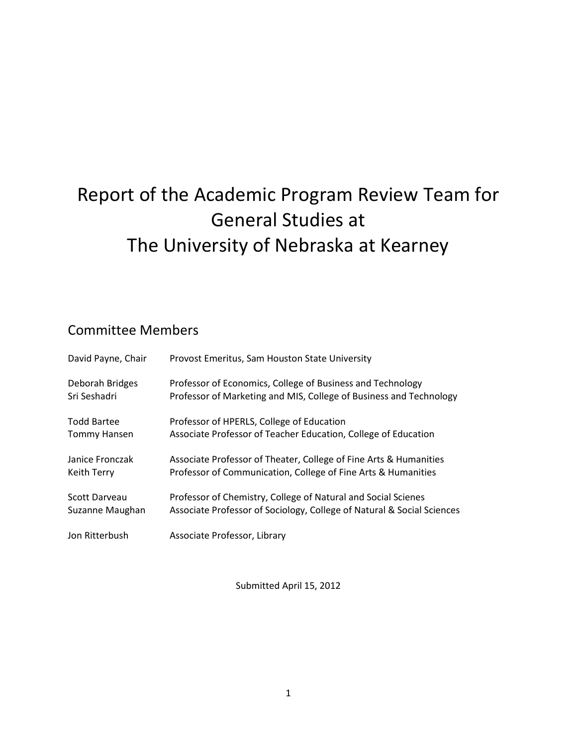# Report of the Academic Program Review Team for General Studies at The University of Nebraska at Kearney

## Committee Members

| | |
|---|---|
| David Payne, Chair | Provost Emeritus, Sam Houston State University |
| Deborah Bridges | Professor of Economics, College of Business and Technology |
| Sri Seshadri | Professor of Marketing and MIS, College of Business and Technology |
| Todd Bartee | Professor of HPERLS, College of Education |
| Tommy Hansen | Associate Professor of Teacher Education, College of Education |
| Janice Fronczak | Associate Professor of Theater, College of Fine Arts & Humanities |
| Keith Terry | Professor of Communication, College of Fine Arts & Humanities |
| Scott Darveau | Professor of Chemistry, College of Natural and Social Scienes |
| Suzanne Maughan | Associate Professor of Sociology, College of Natural & Social Sciences |
| Jon Ritterbush | Associate Professor, Library |

Submitted April 15, 2012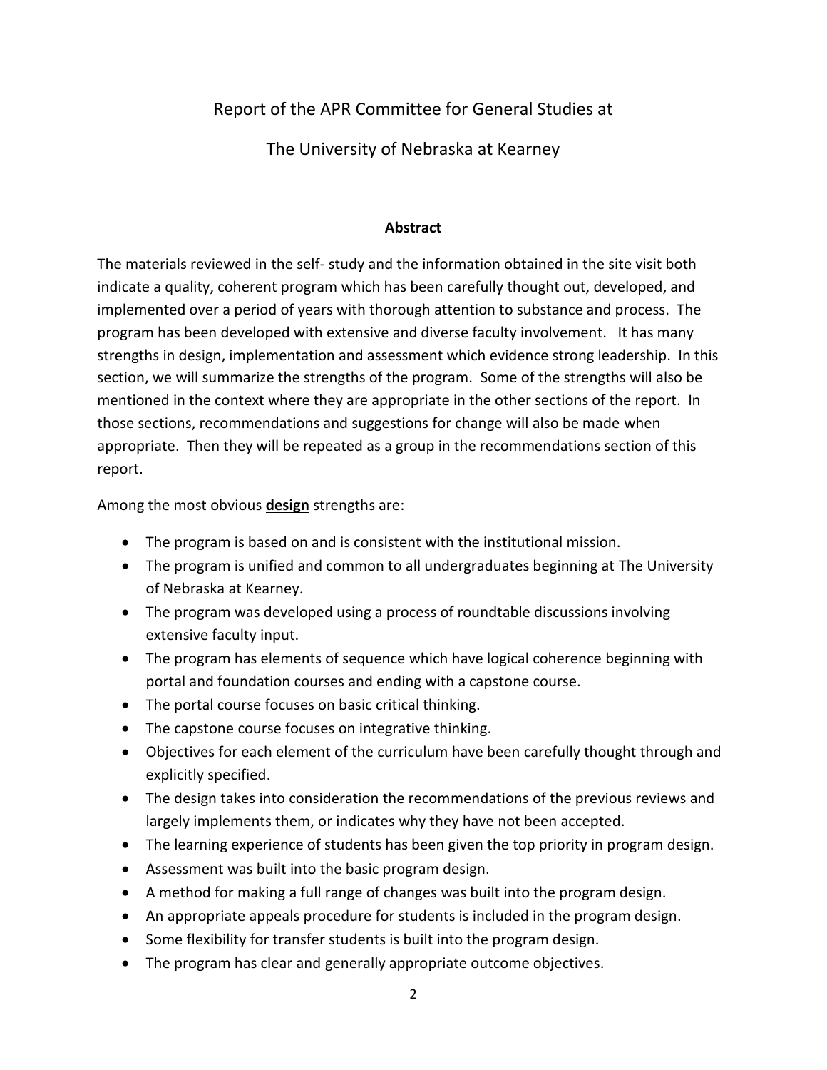Report of the APR Committee for General Studies at

The University of Nebraska at Kearney

## <u>**Abstract**</u>

The materials reviewed in the self- study and the information obtained in the site visit both indicate a quality, coherent program which has been carefully thought out, developed, and implemented over a period of years with thorough attention to substance and process. The program has been developed with extensive and diverse faculty involvement. It has many strengths in design, implementation and assessment which evidence strong leadership. In this section, we will summarize the strengths of the program. Some of the strengths will also be mentioned in the context where they are appropriate in the other sections of the report. In those sections, recommendations and suggestions for change will also be made when appropriate. Then they will be repeated as a group in the recommendations section of this report.

Among the most obvious <u>**design**</u> strengths are:

- The program is based on and is consistent with the institutional mission.
- The program is unified and common to all undergraduates beginning at The University of Nebraska at Kearney.
- The program was developed using a process of roundtable discussions involving extensive faculty input.
- The program has elements of sequence which have logical coherence beginning with portal and foundation courses and ending with a capstone course.
- The portal course focuses on basic critical thinking.
- The capstone course focuses on integrative thinking.
- Objectives for each element of the curriculum have been carefully thought through and explicitly specified.
- The design takes into consideration the recommendations of the previous reviews and largely implements them, or indicates why they have not been accepted.
- The learning experience of students has been given the top priority in program design.
- Assessment was built into the basic program design.
- A method for making a full range of changes was built into the program design.
- An appropriate appeals procedure for students is included in the program design.
- Some flexibility for transfer students is built into the program design.
- The program has clear and generally appropriate outcome objectives.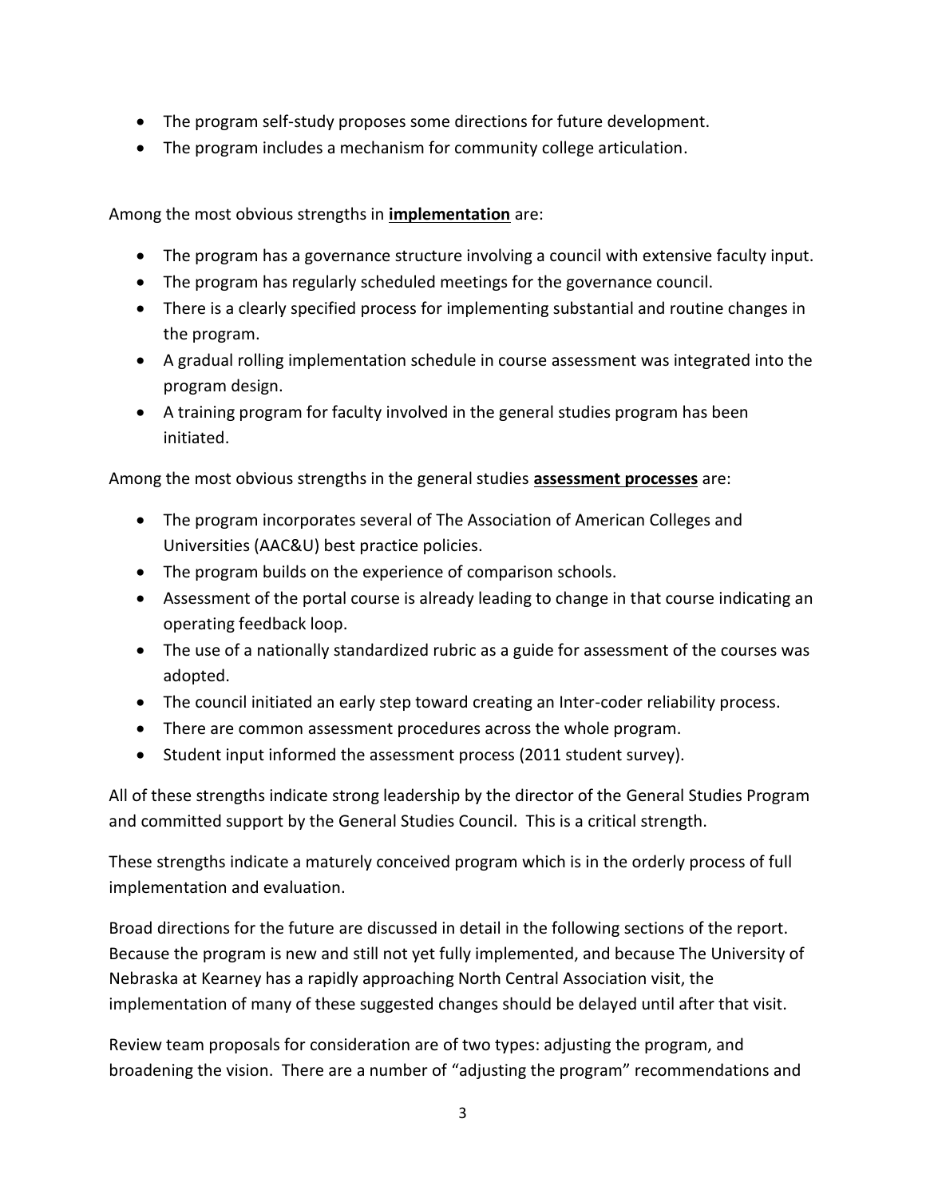- The program self-study proposes some directions for future development.
- The program includes a mechanism for community college articulation.

Among the most obvious strengths in **implementation** are:

- The program has a governance structure involving a council with extensive faculty input.
- The program has regularly scheduled meetings for the governance council.
- There is a clearly specified process for implementing substantial and routine changes in the program.
- A gradual rolling implementation schedule in course assessment was integrated into the program design.
- A training program for faculty involved in the general studies program has been initiated.

Among the most obvious strengths in the general studies **assessment processes** are:

- The program incorporates several of The Association of American Colleges and Universities (AAC&U) best practice policies.
- The program builds on the experience of comparison schools.
- Assessment of the portal course is already leading to change in that course indicating an operating feedback loop.
- The use of a nationally standardized rubric as a guide for assessment of the courses was adopted.
- The council initiated an early step toward creating an Inter-coder reliability process.
- There are common assessment procedures across the whole program.
- Student input informed the assessment process (2011 student survey).

All of these strengths indicate strong leadership by the director of the General Studies Program and committed support by the General Studies Council. This is a critical strength.

These strengths indicate a maturely conceived program which is in the orderly process of full implementation and evaluation.

Broad directions for the future are discussed in detail in the following sections of the report. Because the program is new and still not yet fully implemented, and because The University of Nebraska at Kearney has a rapidly approaching North Central Association visit, the implementation of many of these suggested changes should be delayed until after that visit.

Review team proposals for consideration are of two types: adjusting the program, and broadening the vision. There are a number of "adjusting the program" recommendations and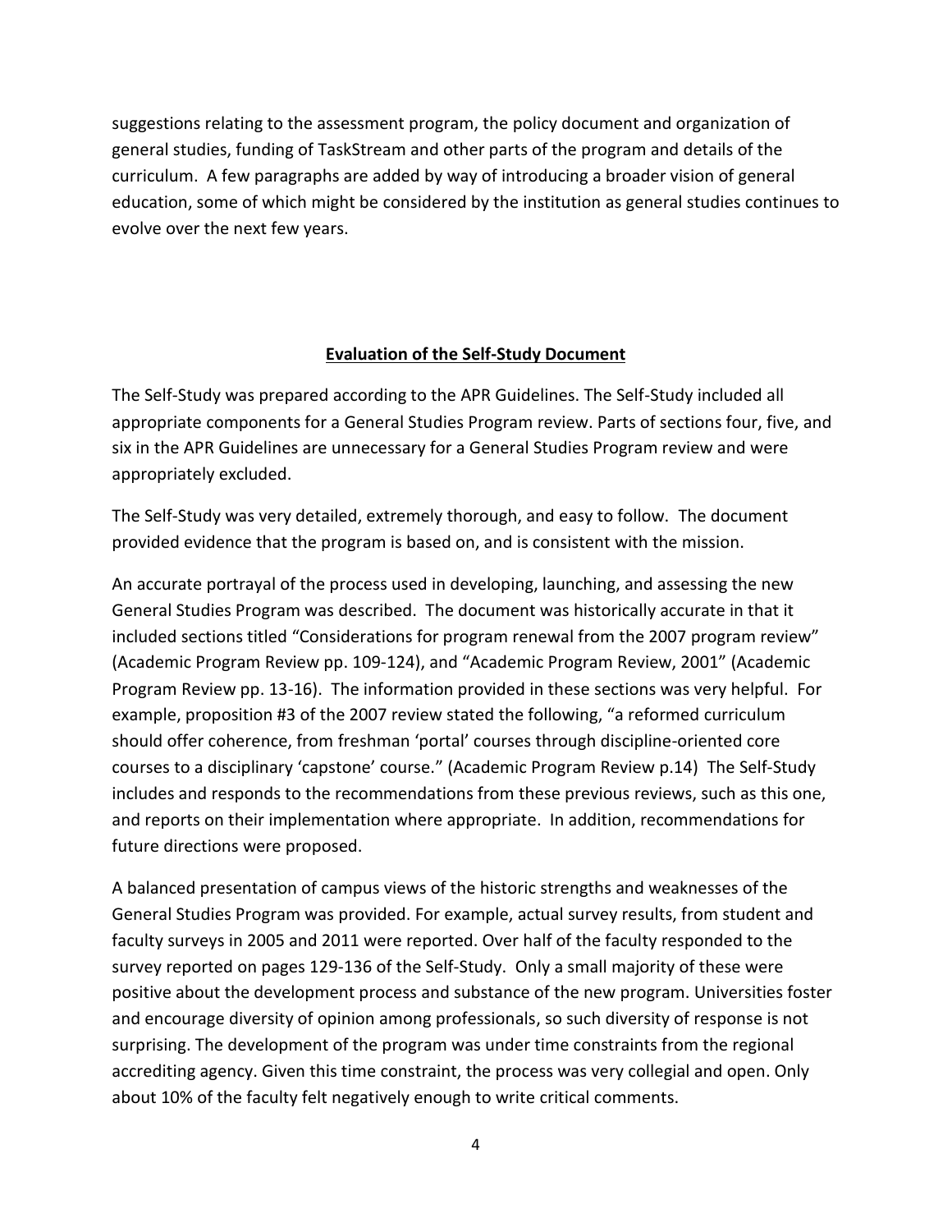suggestions relating to the assessment program, the policy document and organization of general studies, funding of TaskStream and other parts of the program and details of the curriculum. A few paragraphs are added by way of introducing a broader vision of general education, some of which might be considered by the institution as general studies continues to evolve over the next few years.

## Evaluation of the Self-Study Document

The Self-Study was prepared according to the APR Guidelines. The Self-Study included all appropriate components for a General Studies Program review. Parts of sections four, five, and six in the APR Guidelines are unnecessary for a General Studies Program review and were appropriately excluded.

The Self-Study was very detailed, extremely thorough, and easy to follow. The document provided evidence that the program is based on, and is consistent with the mission.

An accurate portrayal of the process used in developing, launching, and assessing the new General Studies Program was described. The document was historically accurate in that it included sections titled "Considerations for program renewal from the 2007 program review" (Academic Program Review pp. 109-124), and "Academic Program Review, 2001" (Academic Program Review pp. 13-16). The information provided in these sections was very helpful. For example, proposition #3 of the 2007 review stated the following, "a reformed curriculum should offer coherence, from freshman 'portal' courses through discipline-oriented core courses to a disciplinary 'capstone' course." (Academic Program Review p.14) The Self-Study includes and responds to the recommendations from these previous reviews, such as this one, and reports on their implementation where appropriate. In addition, recommendations for future directions were proposed.

A balanced presentation of campus views of the historic strengths and weaknesses of the General Studies Program was provided. For example, actual survey results, from student and faculty surveys in 2005 and 2011 were reported. Over half of the faculty responded to the survey reported on pages 129-136 of the Self-Study. Only a small majority of these were positive about the development process and substance of the new program. Universities foster and encourage diversity of opinion among professionals, so such diversity of response is not surprising. The development of the program was under time constraints from the regional accrediting agency. Given this time constraint, the process was very collegial and open. Only about 10% of the faculty felt negatively enough to write critical comments.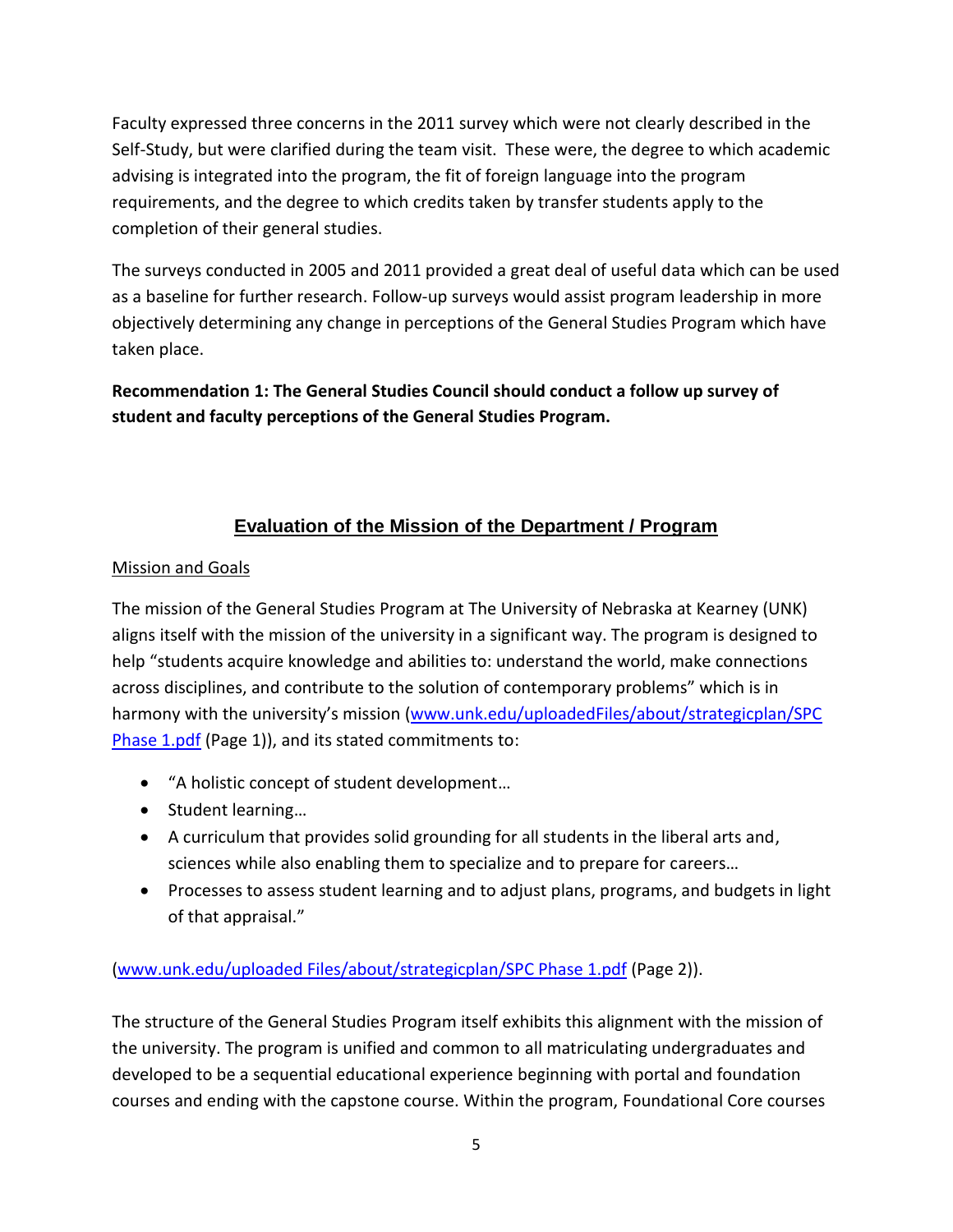Faculty expressed three concerns in the 2011 survey which were not clearly described in the Self-Study, but were clarified during the team visit. These were, the degree to which academic advising is integrated into the program, the fit of foreign language into the program requirements, and the degree to which credits taken by transfer students apply to the completion of their general studies.

The surveys conducted in 2005 and 2011 provided a great deal of useful data which can be used as a baseline for further research. Follow-up surveys would assist program leadership in more objectively determining any change in perceptions of the General Studies Program which have taken place.

**Recommendation 1: The General Studies Council should conduct a follow up survey of student and faculty perceptions of the General Studies Program.**

## Evaluation of the Mission of the Department / Program

### Mission and Goals

The mission of the General Studies Program at The University of Nebraska at Kearney (UNK) aligns itself with the mission of the university in a significant way. The program is designed to help "students acquire knowledge and abilities to: understand the world, make connections across disciplines, and contribute to the solution of contemporary problems" which is in harmony with the university's mission ([www.unk.edu/uploadedFiles/about/strategicplan/SPC Phase 1.pdf](www.unk.edu/uploadedFiles/about/strategicplan/SPC Phase 1.pdf) (Page 1)), and its stated commitments to:

- "A holistic concept of student development…
- Student learning…
- A curriculum that provides solid grounding for all students in the liberal arts and, sciences while also enabling them to specialize and to prepare for careers…
- Processes to assess student learning and to adjust plans, programs, and budgets in light of that appraisal."

([www.unk.edu/uploaded Files/about/strategicplan/SPC Phase 1.pdf](www.unk.edu/uploaded Files/about/strategicplan/SPC Phase 1.pdf) (Page 2)).

The structure of the General Studies Program itself exhibits this alignment with the mission of the university. The program is unified and common to all matriculating undergraduates and developed to be a sequential educational experience beginning with portal and foundation courses and ending with the capstone course. Within the program, Foundational Core courses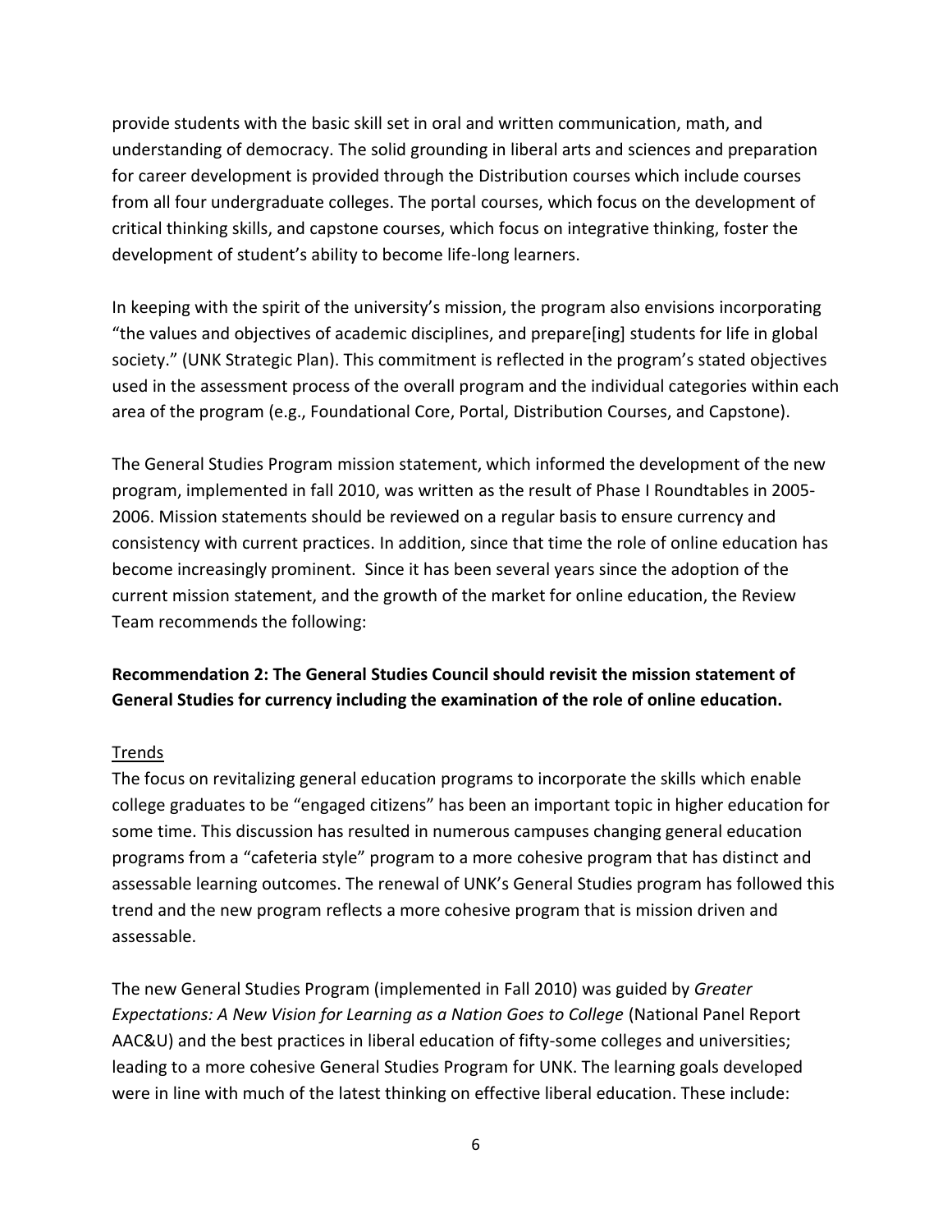provide students with the basic skill set in oral and written communication, math, and understanding of democracy. The solid grounding in liberal arts and sciences and preparation for career development is provided through the Distribution courses which include courses from all four undergraduate colleges. The portal courses, which focus on the development of critical thinking skills, and capstone courses, which focus on integrative thinking, foster the development of student's ability to become life-long learners.

In keeping with the spirit of the university's mission, the program also envisions incorporating "the values and objectives of academic disciplines, and prepare[ing] students for life in global society." (UNK Strategic Plan). This commitment is reflected in the program's stated objectives used in the assessment process of the overall program and the individual categories within each area of the program (e.g., Foundational Core, Portal, Distribution Courses, and Capstone).

The General Studies Program mission statement, which informed the development of the new program, implemented in fall 2010, was written as the result of Phase I Roundtables in 2005-2006. Mission statements should be reviewed on a regular basis to ensure currency and consistency with current practices. In addition, since that time the role of online education has become increasingly prominent. Since it has been several years since the adoption of the current mission statement, and the growth of the market for online education, the Review Team recommends the following:

**Recommendation 2: The General Studies Council should revisit the mission statement of General Studies for currency including the examination of the role of online education.**

<u>Trends</u>

The focus on revitalizing general education programs to incorporate the skills which enable college graduates to be "engaged citizens" has been an important topic in higher education for some time. This discussion has resulted in numerous campuses changing general education programs from a "cafeteria style" program to a more cohesive program that has distinct and assessable learning outcomes. The renewal of UNK's General Studies program has followed this trend and the new program reflects a more cohesive program that is mission driven and assessable.

The new General Studies Program (implemented in Fall 2010) was guided by *Greater Expectations: A New Vision for Learning as a Nation Goes to College* (National Panel Report AAC&U) and the best practices in liberal education of fifty-some colleges and universities; leading to a more cohesive General Studies Program for UNK. The learning goals developed were in line with much of the latest thinking on effective liberal education. These include: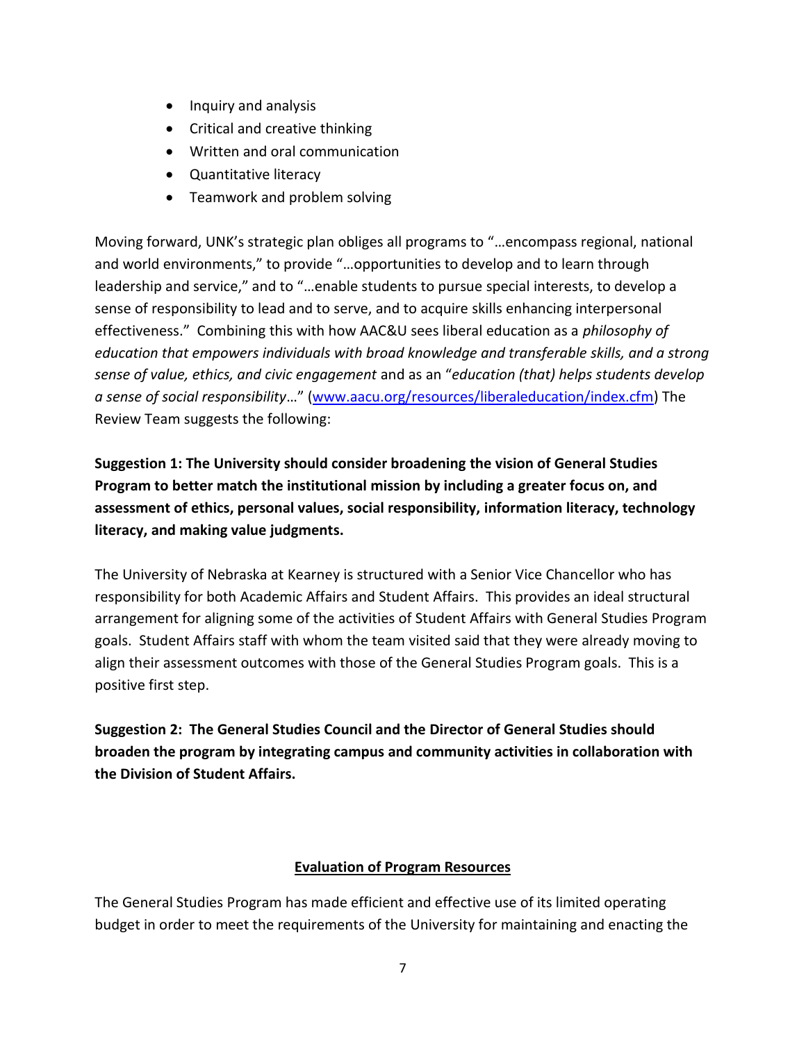- Inquiry and analysis
- Critical and creative thinking
- Written and oral communication
- Quantitative literacy
- Teamwork and problem solving

Moving forward, UNK's strategic plan obliges all programs to "…encompass regional, national and world environments," to provide "…opportunities to develop and to learn through leadership and service," and to "…enable students to pursue special interests, to develop a sense of responsibility to lead and to serve, and to acquire skills enhancing interpersonal effectiveness." Combining this with how AAC&U sees liberal education as a *philosophy of education that empowers individuals with broad knowledge and transferable skills, and a strong sense of value, ethics, and civic engagement* and as an "*education (that) helps students develop a sense of social responsibility*…" ([www.aacu.org/resources/liberaleducation/index.cfm](www.aacu.org/resources/liberaleducation/index.cfm)) The Review Team suggests the following:

**Suggestion 1: The University should consider broadening the vision of General Studies Program to better match the institutional mission by including a greater focus on, and assessment of ethics, personal values, social responsibility, information literacy, technology literacy, and making value judgments.**

The University of Nebraska at Kearney is structured with a Senior Vice Chancellor who has responsibility for both Academic Affairs and Student Affairs. This provides an ideal structural arrangement for aligning some of the activities of Student Affairs with General Studies Program goals. Student Affairs staff with whom the team visited said that they were already moving to align their assessment outcomes with those of the General Studies Program goals. This is a positive first step.

**Suggestion 2: The General Studies Council and the Director of General Studies should broaden the program by integrating campus and community activities in collaboration with the Division of Student Affairs.**

## Evaluation of Program Resources

The General Studies Program has made efficient and effective use of its limited operating budget in order to meet the requirements of the University for maintaining and enacting the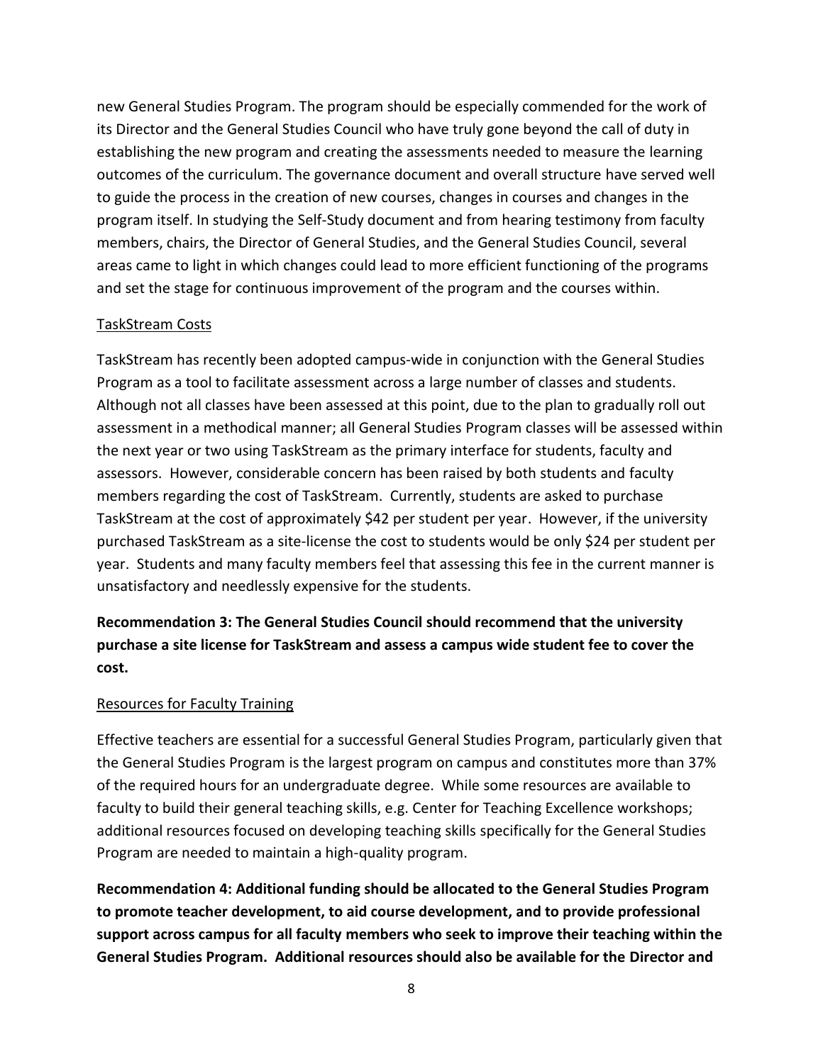new General Studies Program. The program should be especially commended for the work of its Director and the General Studies Council who have truly gone beyond the call of duty in establishing the new program and creating the assessments needed to measure the learning outcomes of the curriculum. The governance document and overall structure have served well to guide the process in the creation of new courses, changes in courses and changes in the program itself. In studying the Self-Study document and from hearing testimony from faculty members, chairs, the Director of General Studies, and the General Studies Council, several areas came to light in which changes could lead to more efficient functioning of the programs and set the stage for continuous improvement of the program and the courses within.

### TaskStream Costs

TaskStream has recently been adopted campus-wide in conjunction with the General Studies Program as a tool to facilitate assessment across a large number of classes and students. Although not all classes have been assessed at this point, due to the plan to gradually roll out assessment in a methodical manner; all General Studies Program classes will be assessed within the next year or two using TaskStream as the primary interface for students, faculty and assessors. However, considerable concern has been raised by both students and faculty members regarding the cost of TaskStream. Currently, students are asked to purchase TaskStream at the cost of approximately $42 per student per year. However, if the university purchased TaskStream as a site-license the cost to students would be only $24 per student per year. Students and many faculty members feel that assessing this fee in the current manner is unsatisfactory and needlessly expensive for the students.

**Recommendation 3: The General Studies Council should recommend that the university purchase a site license for TaskStream and assess a campus wide student fee to cover the cost.**

### Resources for Faculty Training

Effective teachers are essential for a successful General Studies Program, particularly given that the General Studies Program is the largest program on campus and constitutes more than 37% of the required hours for an undergraduate degree. While some resources are available to faculty to build their general teaching skills, e.g. Center for Teaching Excellence workshops; additional resources focused on developing teaching skills specifically for the General Studies Program are needed to maintain a high-quality program.

**Recommendation 4: Additional funding should be allocated to the General Studies Program to promote teacher development, to aid course development, and to provide professional support across campus for all faculty members who seek to improve their teaching within the General Studies Program. Additional resources should also be available for the Director and**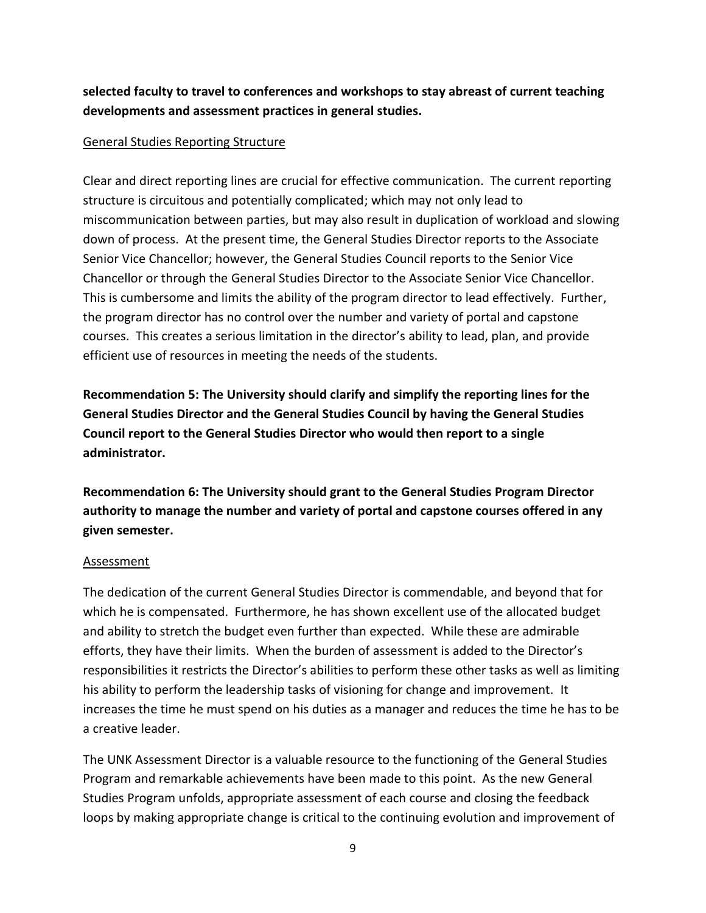**selected faculty to travel to conferences and workshops to stay abreast of current teaching developments and assessment practices in general studies.**

<u>General Studies Reporting Structure</u>

Clear and direct reporting lines are crucial for effective communication. The current reporting structure is circuitous and potentially complicated; which may not only lead to miscommunication between parties, but may also result in duplication of workload and slowing down of process. At the present time, the General Studies Director reports to the Associate Senior Vice Chancellor; however, the General Studies Council reports to the Senior Vice Chancellor or through the General Studies Director to the Associate Senior Vice Chancellor. This is cumbersome and limits the ability of the program director to lead effectively. Further, the program director has no control over the number and variety of portal and capstone courses. This creates a serious limitation in the director's ability to lead, plan, and provide efficient use of resources in meeting the needs of the students.

**Recommendation 5: The University should clarify and simplify the reporting lines for the General Studies Director and the General Studies Council by having the General Studies Council report to the General Studies Director who would then report to a single administrator.**

**Recommendation 6: The University should grant to the General Studies Program Director authority to manage the number and variety of portal and capstone courses offered in any given semester.**

<u>Assessment</u>

The dedication of the current General Studies Director is commendable, and beyond that for which he is compensated. Furthermore, he has shown excellent use of the allocated budget and ability to stretch the budget even further than expected. While these are admirable efforts, they have their limits. When the burden of assessment is added to the Director's responsibilities it restricts the Director's abilities to perform these other tasks as well as limiting his ability to perform the leadership tasks of visioning for change and improvement. It increases the time he must spend on his duties as a manager and reduces the time he has to be a creative leader.

The UNK Assessment Director is a valuable resource to the functioning of the General Studies Program and remarkable achievements have been made to this point. As the new General Studies Program unfolds, appropriate assessment of each course and closing the feedback loops by making appropriate change is critical to the continuing evolution and improvement of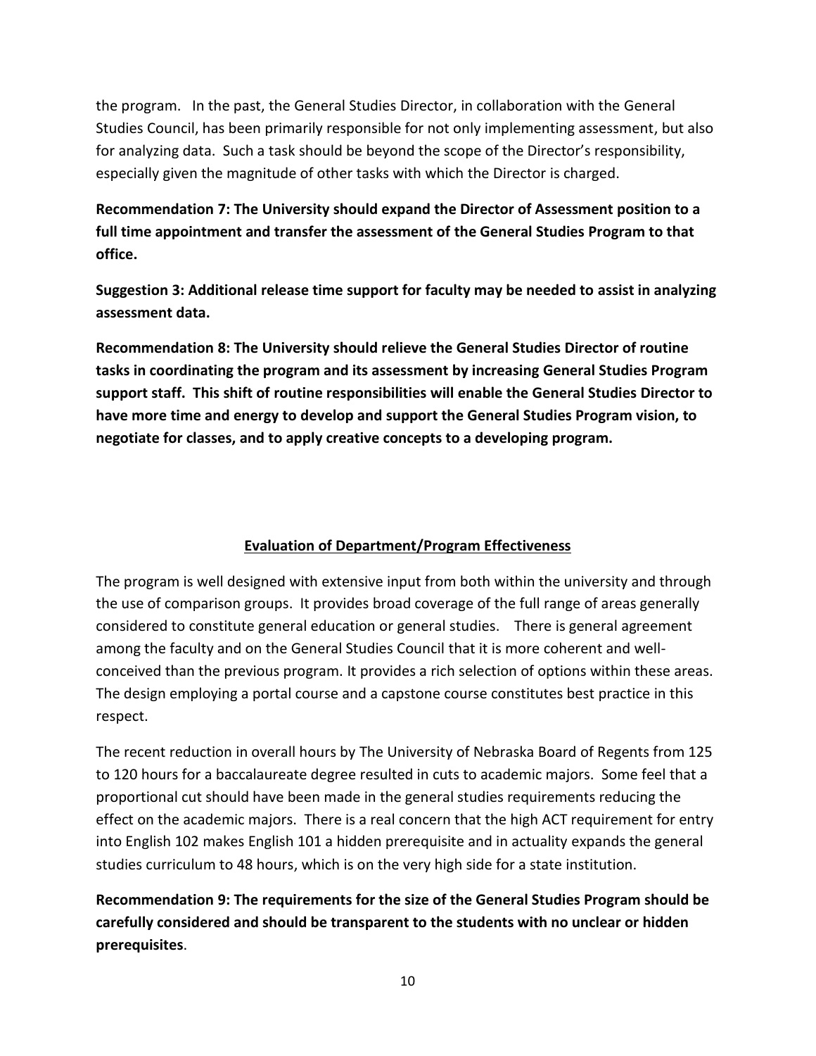the program. In the past, the General Studies Director, in collaboration with the General Studies Council, has been primarily responsible for not only implementing assessment, but also for analyzing data. Such a task should be beyond the scope of the Director's responsibility, especially given the magnitude of other tasks with which the Director is charged.

**Recommendation 7: The University should expand the Director of Assessment position to a full time appointment and transfer the assessment of the General Studies Program to that office.**

**Suggestion 3: Additional release time support for faculty may be needed to assist in analyzing assessment data.**

**Recommendation 8: The University should relieve the General Studies Director of routine tasks in coordinating the program and its assessment by increasing General Studies Program support staff. This shift of routine responsibilities will enable the General Studies Director to have more time and energy to develop and support the General Studies Program vision, to negotiate for classes, and to apply creative concepts to a developing program.**

## Evaluation of Department/Program Effectiveness

The program is well designed with extensive input from both within the university and through the use of comparison groups. It provides broad coverage of the full range of areas generally considered to constitute general education or general studies. There is general agreement among the faculty and on the General Studies Council that it is more coherent and well-conceived than the previous program. It provides a rich selection of options within these areas. The design employing a portal course and a capstone course constitutes best practice in this respect.

The recent reduction in overall hours by The University of Nebraska Board of Regents from 125 to 120 hours for a baccalaureate degree resulted in cuts to academic majors. Some feel that a proportional cut should have been made in the general studies requirements reducing the effect on the academic majors. There is a real concern that the high ACT requirement for entry into English 102 makes English 101 a hidden prerequisite and in actuality expands the general studies curriculum to 48 hours, which is on the very high side for a state institution.

**Recommendation 9: The requirements for the size of the General Studies Program should be carefully considered and should be transparent to the students with no unclear or hidden prerequisites**.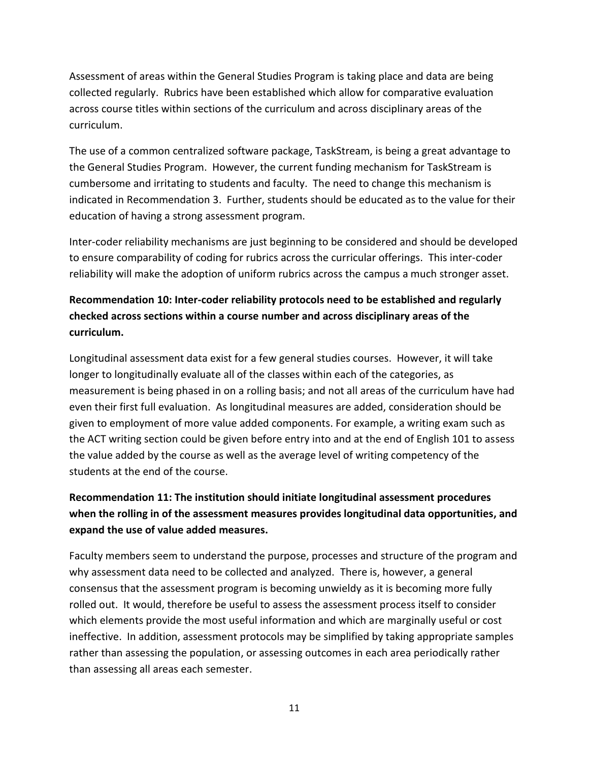Assessment of areas within the General Studies Program is taking place and data are being collected regularly. Rubrics have been established which allow for comparative evaluation across course titles within sections of the curriculum and across disciplinary areas of the curriculum.

The use of a common centralized software package, TaskStream, is being a great advantage to the General Studies Program. However, the current funding mechanism for TaskStream is cumbersome and irritating to students and faculty. The need to change this mechanism is indicated in Recommendation 3. Further, students should be educated as to the value for their education of having a strong assessment program.

Inter-coder reliability mechanisms are just beginning to be considered and should be developed to ensure comparability of coding for rubrics across the curricular offerings. This inter-coder reliability will make the adoption of uniform rubrics across the campus a much stronger asset.

**Recommendation 10: Inter-coder reliability protocols need to be established and regularly checked across sections within a course number and across disciplinary areas of the curriculum.**

Longitudinal assessment data exist for a few general studies courses. However, it will take longer to longitudinally evaluate all of the classes within each of the categories, as measurement is being phased in on a rolling basis; and not all areas of the curriculum have had even their first full evaluation. As longitudinal measures are added, consideration should be given to employment of more value added components. For example, a writing exam such as the ACT writing section could be given before entry into and at the end of English 101 to assess the value added by the course as well as the average level of writing competency of the students at the end of the course.

**Recommendation 11: The institution should initiate longitudinal assessment procedures when the rolling in of the assessment measures provides longitudinal data opportunities, and expand the use of value added measures.**

Faculty members seem to understand the purpose, processes and structure of the program and why assessment data need to be collected and analyzed. There is, however, a general consensus that the assessment program is becoming unwieldy as it is becoming more fully rolled out. It would, therefore be useful to assess the assessment process itself to consider which elements provide the most useful information and which are marginally useful or cost ineffective. In addition, assessment protocols may be simplified by taking appropriate samples rather than assessing the population, or assessing outcomes in each area periodically rather than assessing all areas each semester.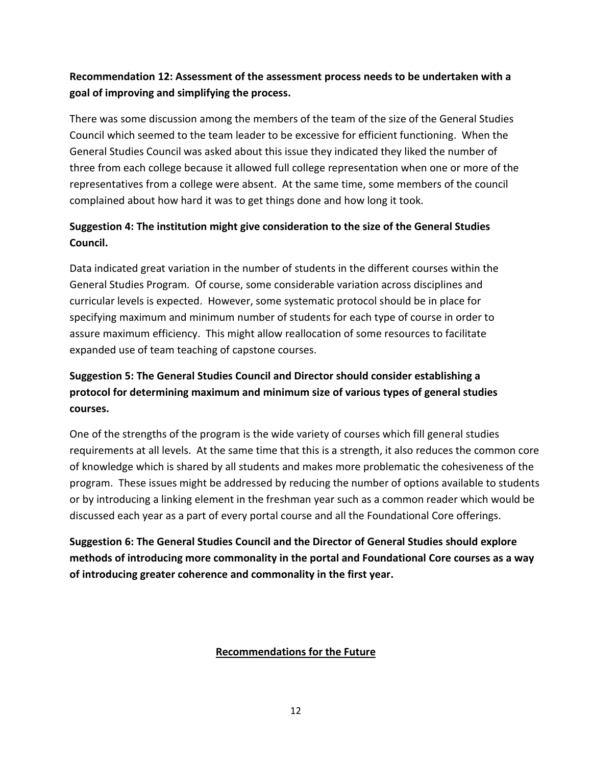**Recommendation 12: Assessment of the assessment process needs to be undertaken with a goal of improving and simplifying the process.**

There was some discussion among the members of the team of the size of the General Studies Council which seemed to the team leader to be excessive for efficient functioning. When the General Studies Council was asked about this issue they indicated they liked the number of three from each college because it allowed full college representation when one or more of the representatives from a college were absent. At the same time, some members of the council complained about how hard it was to get things done and how long it took.

**Suggestion 4: The institution might give consideration to the size of the General Studies Council.**

Data indicated great variation in the number of students in the different courses within the General Studies Program. Of course, some considerable variation across disciplines and curricular levels is expected. However, some systematic protocol should be in place for specifying maximum and minimum number of students for each type of course in order to assure maximum efficiency. This might allow reallocation of some resources to facilitate expanded use of team teaching of capstone courses.

**Suggestion 5: The General Studies Council and Director should consider establishing a protocol for determining maximum and minimum size of various types of general studies courses.**

One of the strengths of the program is the wide variety of courses which fill general studies requirements at all levels. At the same time that this is a strength, it also reduces the common core of knowledge which is shared by all students and makes more problematic the cohesiveness of the program. These issues might be addressed by reducing the number of options available to students or by introducing a linking element in the freshman year such as a common reader which would be discussed each year as a part of every portal course and all the Foundational Core offerings.

**Suggestion 6: The General Studies Council and the Director of General Studies should explore methods of introducing more commonality in the portal and Foundational Core courses as a way of introducing greater coherence and commonality in the first year.**

## Recommendations for the Future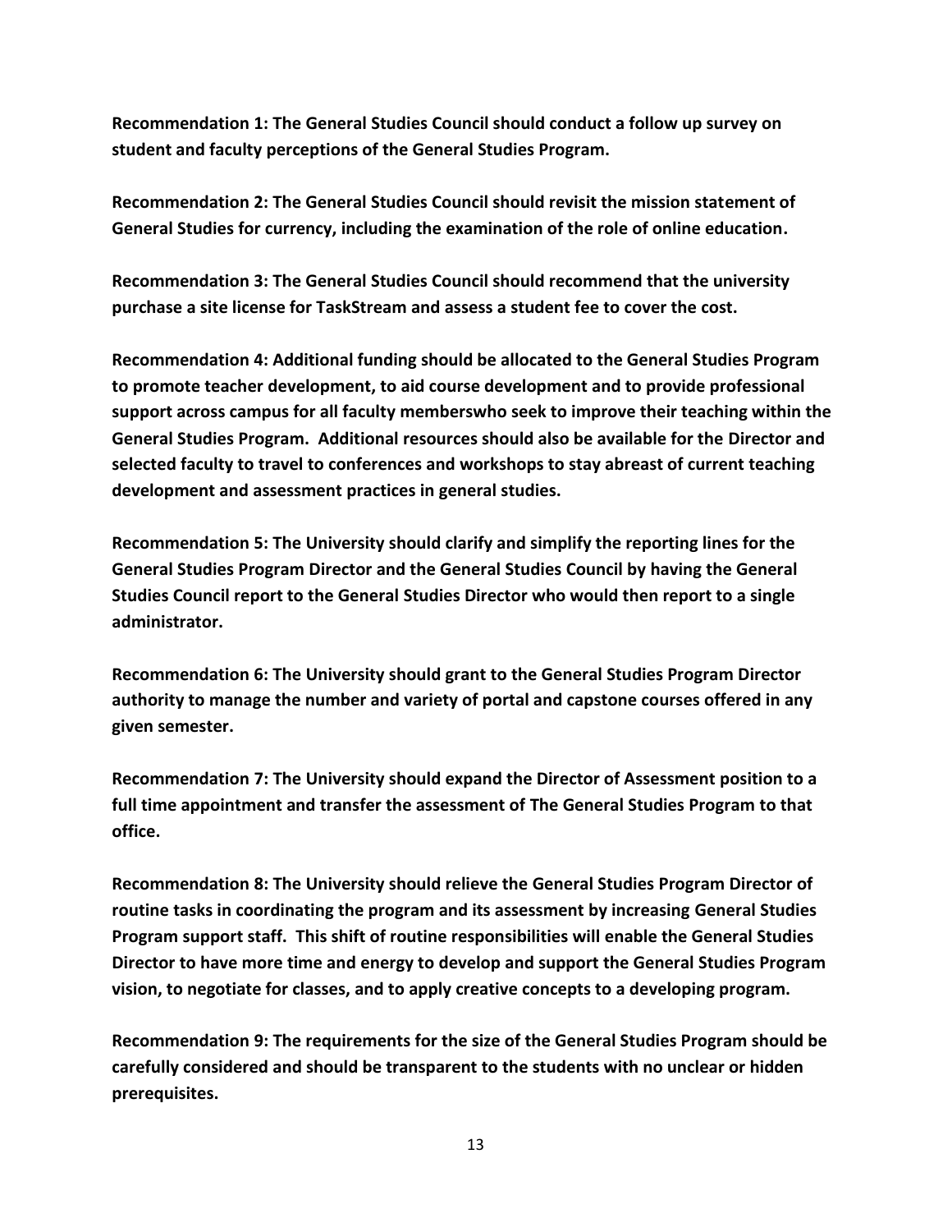**Recommendation 1: The General Studies Council should conduct a follow up survey on student and faculty perceptions of the General Studies Program.**

**Recommendation 2: The General Studies Council should revisit the mission statement of General Studies for currency, including the examination of the role of online education.**

**Recommendation 3: The General Studies Council should recommend that the university purchase a site license for TaskStream and assess a student fee to cover the cost.**

**Recommendation 4: Additional funding should be allocated to the General Studies Program to promote teacher development, to aid course development and to provide professional support across campus for all faculty memberswho seek to improve their teaching within the General Studies Program. Additional resources should also be available for the Director and selected faculty to travel to conferences and workshops to stay abreast of current teaching development and assessment practices in general studies.**

**Recommendation 5: The University should clarify and simplify the reporting lines for the General Studies Program Director and the General Studies Council by having the General Studies Council report to the General Studies Director who would then report to a single administrator.**

**Recommendation 6: The University should grant to the General Studies Program Director authority to manage the number and variety of portal and capstone courses offered in any given semester.**

**Recommendation 7: The University should expand the Director of Assessment position to a full time appointment and transfer the assessment of The General Studies Program to that office.**

**Recommendation 8: The University should relieve the General Studies Program Director of routine tasks in coordinating the program and its assessment by increasing General Studies Program support staff. This shift of routine responsibilities will enable the General Studies Director to have more time and energy to develop and support the General Studies Program vision, to negotiate for classes, and to apply creative concepts to a developing program.**

**Recommendation 9: The requirements for the size of the General Studies Program should be carefully considered and should be transparent to the students with no unclear or hidden prerequisites.**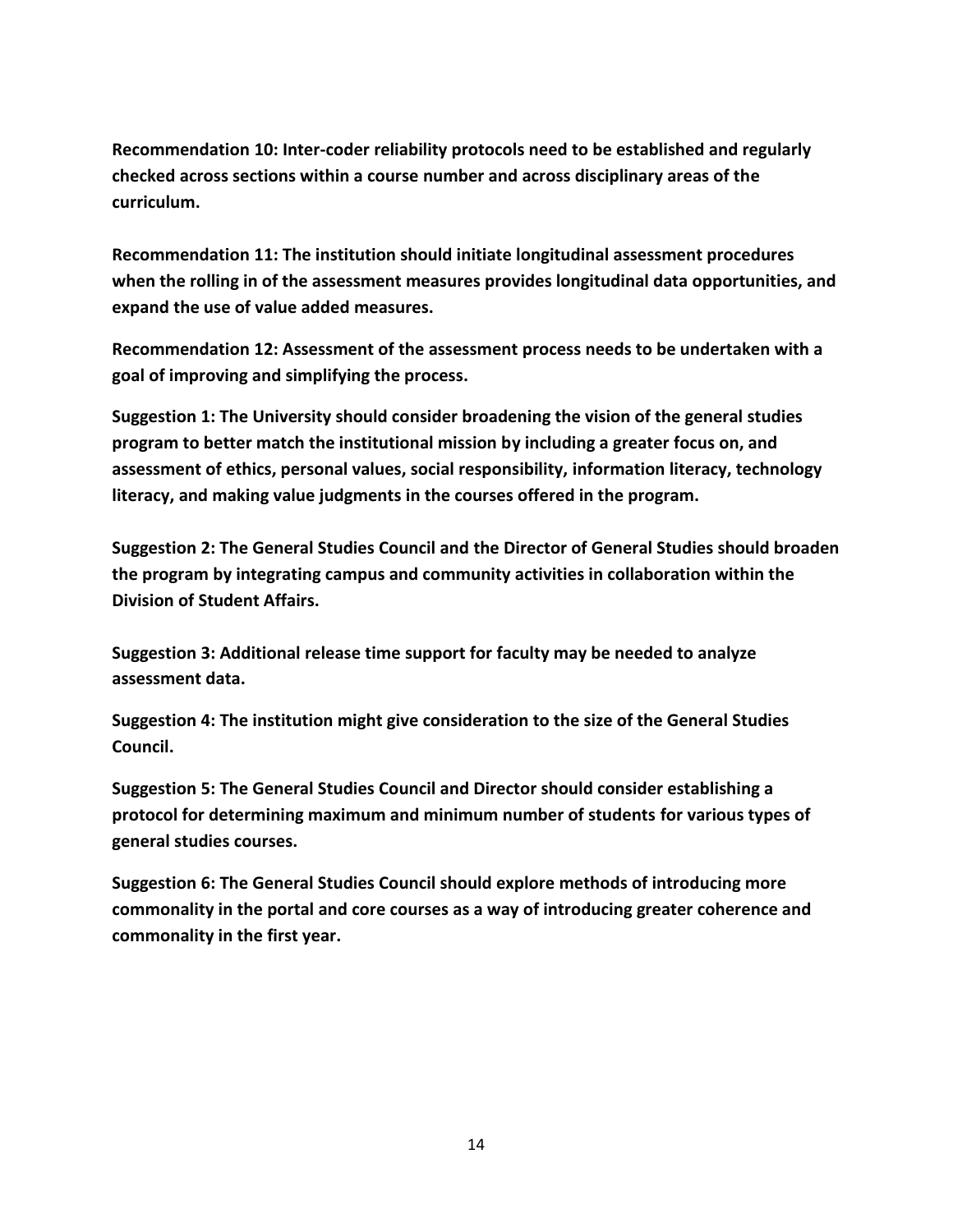**Recommendation 10: Inter-coder reliability protocols need to be established and regularly checked across sections within a course number and across disciplinary areas of the curriculum.**

**Recommendation 11: The institution should initiate longitudinal assessment procedures when the rolling in of the assessment measures provides longitudinal data opportunities, and expand the use of value added measures.**

**Recommendation 12: Assessment of the assessment process needs to be undertaken with a goal of improving and simplifying the process.**

**Suggestion 1: The University should consider broadening the vision of the general studies program to better match the institutional mission by including a greater focus on, and assessment of ethics, personal values, social responsibility, information literacy, technology literacy, and making value judgments in the courses offered in the program.**

**Suggestion 2: The General Studies Council and the Director of General Studies should broaden the program by integrating campus and community activities in collaboration within the Division of Student Affairs.**

**Suggestion 3: Additional release time support for faculty may be needed to analyze assessment data.**

**Suggestion 4: The institution might give consideration to the size of the General Studies Council.**

**Suggestion 5: The General Studies Council and Director should consider establishing a protocol for determining maximum and minimum number of students for various types of general studies courses.**

**Suggestion 6: The General Studies Council should explore methods of introducing more commonality in the portal and core courses as a way of introducing greater coherence and commonality in the first year.**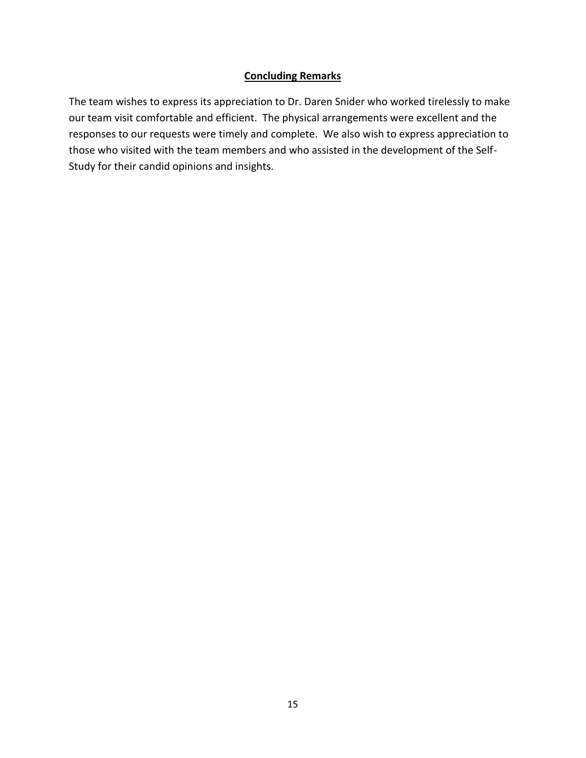## **Concluding Remarks**

The team wishes to express its appreciation to Dr. Daren Snider who worked tirelessly to make our team visit comfortable and efficient. The physical arrangements were excellent and the responses to our requests were timely and complete. We also wish to express appreciation to those who visited with the team members and who assisted in the development of the Self-Study for their candid opinions and insights.